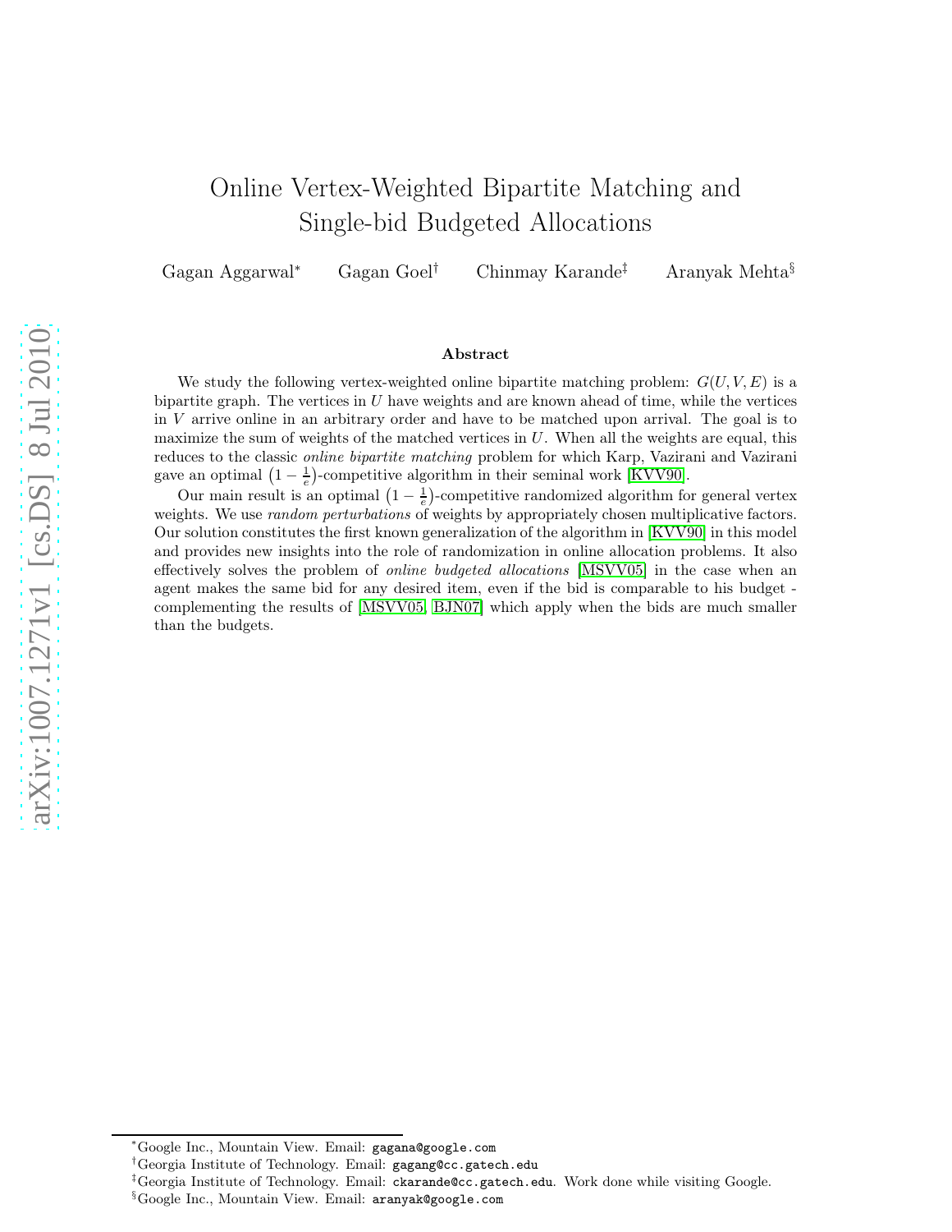# Online Vertex-Weighted Bipartite Matching and Single-bid Budgeted Allocations

Gagan Aggarwal[*] Gagan Goel[†] Chinmay Karande[‡] Aranyak Mehta[§]

### Abstract

We study the following vertex-weighted online bipartite matching problem: $G(U, V, E)$ is a bipartite graph. The vertices in $U$ have weights and are known ahead of time, while the vertices in $V$ arrive online in an arbitrary order and have to be matched upon arrival. The goal is to maximize the sum of weights of the matched vertices in $U$. When all the weights are equal, this reduces to the classic *online bipartite matching* problem for which Karp, Vazirani and Vazirani gave an optimal $\left(1 - \frac{1}{e}\right)$-competitive algorithm in their seminal work [KVV90].

Our main result is an optimal $\left(1 - \frac{1}{e}\right)$-competitive randomized algorithm for general vertex weights. We use *random perturbations* of weights by appropriately chosen multiplicative factors. Our solution constitutes the first known generalization of the algorithm in [KVV90] in this model and provides new insights into the role of randomization in online allocation problems. It also effectively solves the problem of *online budgeted allocations* [MSVV05] in the case when an agent makes the same bid for any desired item, even if the bid is comparable to his budget - complementing the results of [MSVV05, BJN07] which apply when the bids are much smaller than the budgets.

---

[*] Google Inc., Mountain View. Email: gagana@google.com

[†] Georgia Institute of Technology. Email: gagang@cc.gatech.edu

[‡] Georgia Institute of Technology. Email: ckarande@cc.gatech.edu. Work done while visiting Google.

[§] Google Inc., Mountain View. Email: aranyak@google.com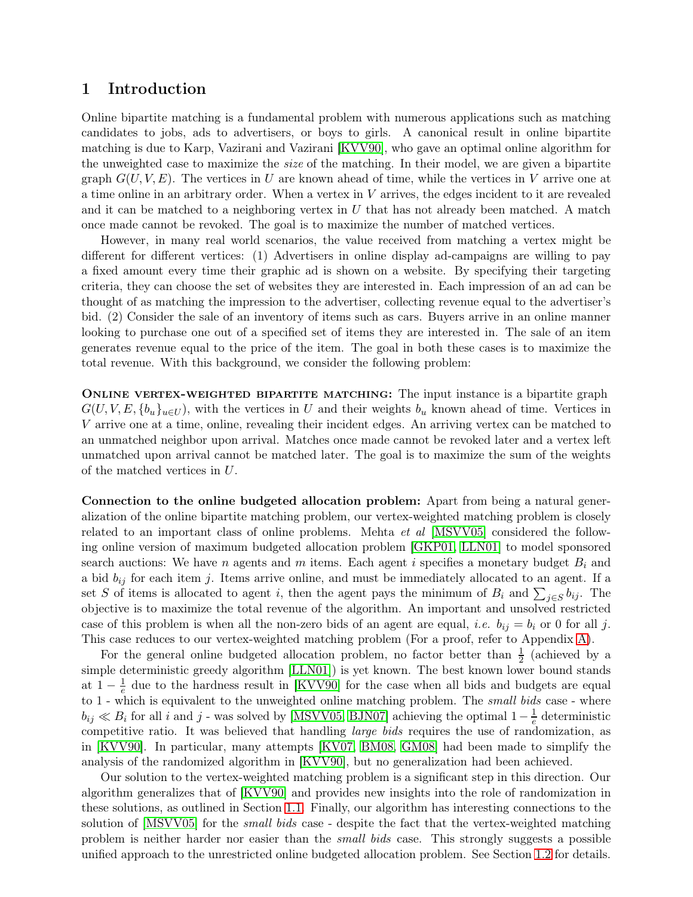# 1 Introduction

Online bipartite matching is a fundamental problem with numerous applications such as matching candidates to jobs, ads to advertisers, or boys to girls. A canonical result in online bipartite matching is due to Karp, Vazirani and Vazirani [KVV90], who gave an optimal online algorithm for the unweighted case to maximize the *size* of the matching. In their model, we are given a bipartite graph $G(U, V, E)$. The vertices in $U$ are known ahead of time, while the vertices in $V$ arrive one at a time online in an arbitrary order. When a vertex in $V$ arrives, the edges incident to it are revealed and it can be matched to a neighboring vertex in $U$ that has not already been matched. A match once made cannot be revoked. The goal is to maximize the number of matched vertices.

However, in many real world scenarios, the value received from matching a vertex might be different for different vertices: (1) Advertisers in online display ad-campaigns are willing to pay a fixed amount every time their graphic ad is shown on a website. By specifying their targeting criteria, they can choose the set of websites they are interested in. Each impression of an ad can be thought of as matching the impression to the advertiser, collecting revenue equal to the advertiser's bid. (2) Consider the sale of an inventory of items such as cars. Buyers arrive in an online manner looking to purchase one out of a specified set of items they are interested in. The sale of an item generates revenue equal to the price of the item. The goal in both these cases is to maximize the total revenue. With this background, we consider the following problem:

**Online vertex-weighted bipartite matching:** The input instance is a bipartite graph $G(U, V, E, \{b_u\}_{u \in U})$, with the vertices in $U$ and their weights $b_u$ known ahead of time. Vertices in $V$ arrive one at a time, online, revealing their incident edges. An arriving vertex can be matched to an unmatched neighbor upon arrival. Matches once made cannot be revoked later and a vertex left unmatched upon arrival cannot be matched later. The goal is to maximize the sum of the weights of the matched vertices in $U$.

**Connection to the online budgeted allocation problem:** Apart from being a natural generalization of the online bipartite matching problem, our vertex-weighted matching problem is closely related to an important class of online problems. Mehta *et al* [MSVV05] considered the following online version of maximum budgeted allocation problem [GKP01, LLN01] to model sponsored search auctions: We have $n$ agents and $m$ items. Each agent $i$ specifies a monetary budget $B_i$ and a bid $b_{ij}$ for each item $j$. Items arrive online, and must be immediately allocated to an agent. If a set $S$ of items is allocated to agent $i$, then the agent pays the minimum of $B_i$ and $\sum_{j \in S} b_{ij}$. The objective is to maximize the total revenue of the algorithm. An important and unsolved restricted case of this problem is when all the non-zero bids of an agent are equal, *i.e.* $b_{ij} = b_i$ or 0 for all $j$. This case reduces to our vertex-weighted matching problem (For a proof, refer to Appendix A).

For the general online budgeted allocation problem, no factor better than $\frac{1}{2}$ (achieved by a simple deterministic greedy algorithm [LLN01]) is yet known. The best known lower bound stands at $1 - \frac{1}{e}$ due to the hardness result in [KVV90] for the case when all bids and budgets are equal to 1 - which is equivalent to the unweighted online matching problem. The *small bids* case - where $b_{ij} \ll B_i$ for all $i$ and $j$ - was solved by [MSVV05, BJN07] achieving the optimal $1 - \frac{1}{e}$ deterministic competitive ratio. It was believed that handling *large bids* requires the use of randomization, as in [KVV90]. In particular, many attempts [KV07, BM08, GM08] had been made to simplify the analysis of the randomized algorithm in [KVV90], but no generalization had been achieved.

Our solution to the vertex-weighted matching problem is a significant step in this direction. Our algorithm generalizes that of [KVV90] and provides new insights into the role of randomization in these solutions, as outlined in Section 1.1. Finally, our algorithm has interesting connections to the solution of [MSVV05] for the *small bids* case - despite the fact that the vertex-weighted matching problem is neither harder nor easier than the *small bids* case. This strongly suggests a possible unified approach to the unrestricted online budgeted allocation problem. See Section 1.2 for details.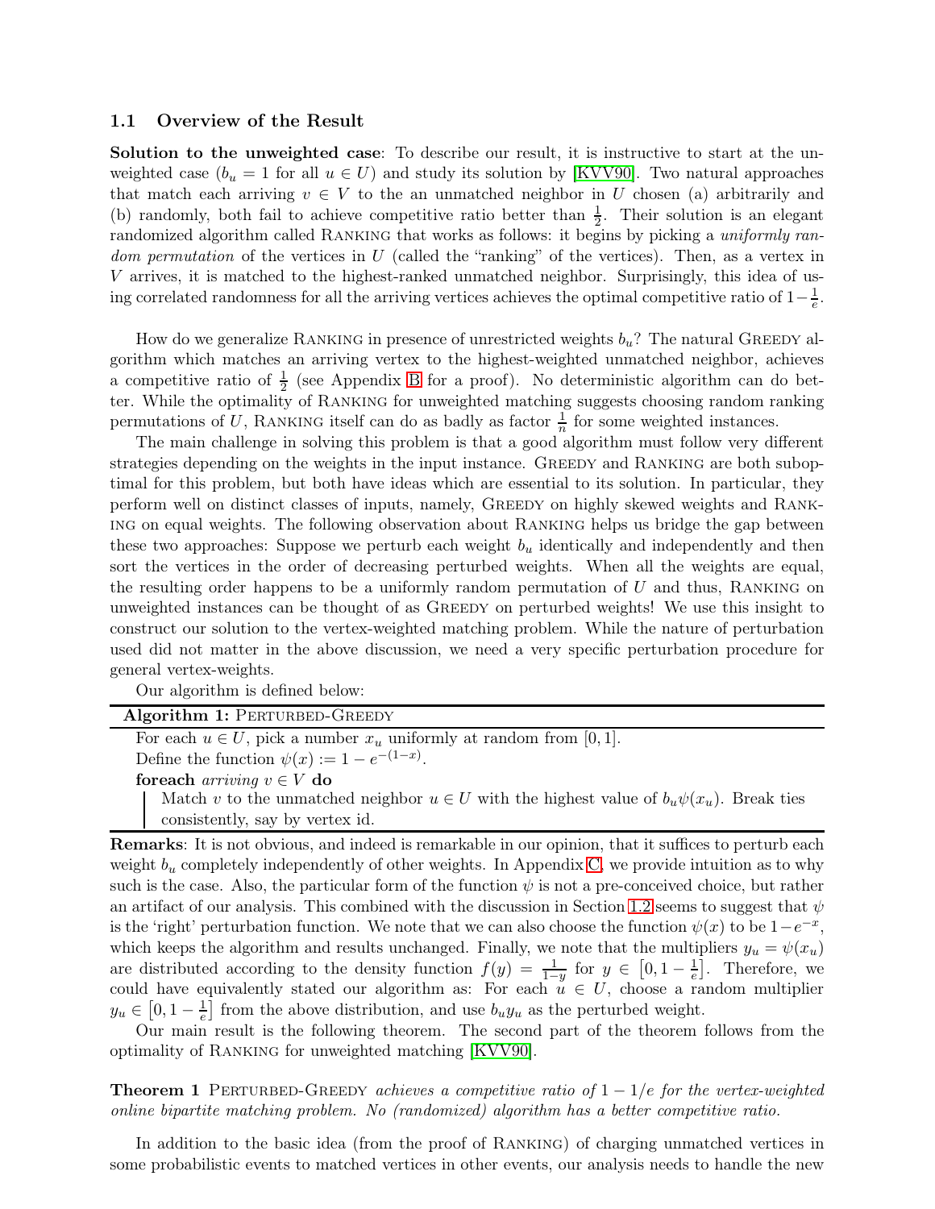### 1.1 Overview of the Result

**Solution to the unweighted case**: To describe our result, it is instructive to start at the unweighted case ($b_u = 1$ for all $u \in U$) and study its solution by [KVV90]. Two natural approaches that match each arriving $v \in V$ to the an unmatched neighbor in $U$ chosen (a) arbitrarily and (b) randomly, both fail to achieve competitive ratio better than $\frac{1}{2}$. Their solution is an elegant randomized algorithm called Ranking that works as follows: it begins by picking a *uniformly random permutation* of the vertices in $U$ (called the "ranking" of the vertices). Then, as a vertex in $V$ arrives, it is matched to the highest-ranked unmatched neighbor. Surprisingly, this idea of using correlated randomness for all the arriving vertices achieves the optimal competitive ratio of $1 - \frac{1}{e}$.

How do we generalize Ranking in presence of unrestricted weights $b_u$? The natural Greedy algorithm which matches an arriving vertex to the highest-weighted unmatched neighbor, achieves a competitive ratio of $\frac{1}{2}$ (see Appendix B for a proof). No deterministic algorithm can do better. While the optimality of Ranking for unweighted matching suggests choosing random ranking permutations of $U$, Ranking itself can do as badly as factor $\frac{1}{n}$ for some weighted instances.

The main challenge in solving this problem is that a good algorithm must follow very different strategies depending on the weights in the input instance. Greedy and Ranking are both suboptimal for this problem, but both have ideas which are essential to its solution. In particular, they perform well on distinct classes of inputs, namely, Greedy on highly skewed weights and Ranking on equal weights. The following observation about Ranking helps us bridge the gap between these two approaches: Suppose we perturb each weight $b_u$ identically and independently and then sort the vertices in the order of decreasing perturbed weights. When all the weights are equal, the resulting order happens to be a uniformly random permutation of $U$ and thus, Ranking on unweighted instances can be thought of as Greedy on perturbed weights! We use this insight to construct our solution to the vertex-weighted matching problem. While the nature of perturbation used did not matter in the above discussion, we need a very specific perturbation procedure for general vertex-weights.

Our algorithm is defined below:

---

**Algorithm 1:** Perturbed-Greedy

---

For each $u \in U$, pick a number $x_u$ uniformly at random from $[0, 1]$.
Define the function $\psi(x) := 1 - e^{-(1-x)}$.
**foreach** *arriving* $v \in V$ **do**
  Match $v$ to the unmatched neighbor $u \in U$ with the highest value of $b_u \psi(x_u)$. Break ties consistently, say by vertex id.

---

**Remarks**: It is not obvious, and indeed is remarkable in our opinion, that it suffices to perturb each weight $b_u$ completely independently of other weights. In Appendix C, we provide intuition as to why such is the case. Also, the particular form of the function $\psi$ is not a pre-conceived choice, but rather an artifact of our analysis. This combined with the discussion in Section 1.2 seems to suggest that $\psi$ is the 'right' perturbation function. We note that we can also choose the function $\psi(x)$ to be $1 - e^{-x}$, which keeps the algorithm and results unchanged. Finally, we note that the multipliers $y_u = \psi(x_u)$ are distributed according to the density function $f(y) = \frac{1}{1-y}$ for $y \in \left[0, 1 - \frac{1}{e}\right]$. Therefore, we could have equivalently stated our algorithm as: For each $u \in U$, choose a random multiplier $y_u \in \left[0, 1 - \frac{1}{e}\right]$ from the above distribution, and use $b_u y_u$ as the perturbed weight.

Our main result is the following theorem. The second part of the theorem follows from the optimality of Ranking for unweighted matching [KVV90].

**Theorem 1** Perturbed-Greedy *achieves a competitive ratio of $1 - 1/e$ for the vertex-weighted online bipartite matching problem. No (randomized) algorithm has a better competitive ratio.*

In addition to the basic idea (from the proof of Ranking) of charging unmatched vertices in some probabilistic events to matched vertices in other events, our analysis needs to handle the new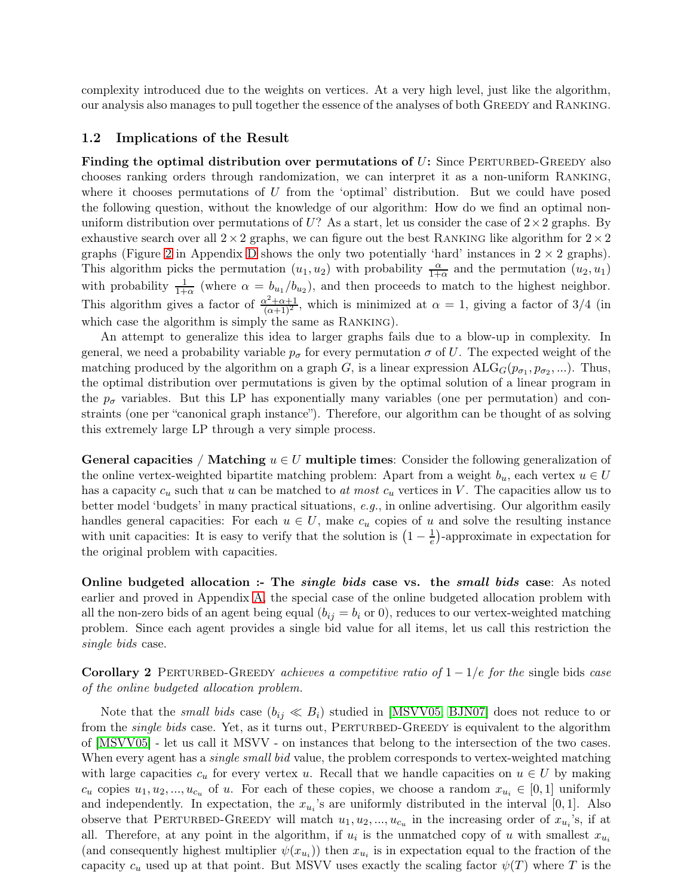complexity introduced due to the weights on vertices. At a very high level, just like the algorithm, our analysis also manages to pull together the essence of the analyses of both GREEDY and RANKING.

### 1.2 Implications of the Result

**Finding the optimal distribution over permutations of $U$:** Since PERTURBED-GREEDY also chooses ranking orders through randomization, we can interpret it as a non-uniform RANKING, where it chooses permutations of $U$ from the 'optimal' distribution. But we could have posed the following question, without the knowledge of our algorithm: How do we find an optimal non-uniform distribution over permutations of $U$? As a start, let us consider the case of $2 \times 2$ graphs. By exhaustive search over all $2 \times 2$ graphs, we can figure out the best RANKING like algorithm for $2 \times 2$ graphs (Figure 2 in Appendix D shows the only two potentially 'hard' instances in $2 \times 2$ graphs). This algorithm picks the permutation $(u_1, u_2)$ with probability $\frac{\alpha}{1+\alpha}$ and the permutation $(u_2, u_1)$ with probability $\frac{1}{1+\alpha}$ (where $\alpha = b_{u_1}/b_{u_2}$), and then proceeds to match to the highest neighbor. This algorithm gives a factor of $\frac{\alpha^2+\alpha+1}{(\alpha+1)^2}$, which is minimized at $\alpha = 1$, giving a factor of 3/4 (in which case the algorithm is simply the same as RANKING).

An attempt to generalize this idea to larger graphs fails due to a blow-up in complexity. In general, we need a probability variable $p_\sigma$ for every permutation $\sigma$ of $U$. The expected weight of the matching produced by the algorithm on a graph $G$, is a linear expression $\text{ALG}_G(p_{\sigma_1}, p_{\sigma_2}, \ldots)$. Thus, the optimal distribution over permutations is given by the optimal solution of a linear program in the $p_\sigma$ variables. But this LP has exponentially many variables (one per permutation) and constraints (one per "canonical graph instance"). Therefore, our algorithm can be thought of as solving this extremely large LP through a very simple process.

**General capacities / Matching $u \in U$ multiple times**: Consider the following generalization of the online vertex-weighted bipartite matching problem: Apart from a weight $b_u$, each vertex $u \in U$ has a capacity $c_u$ such that $u$ can be matched to *at most* $c_u$ vertices in $V$. The capacities allow us to better model 'budgets' in many practical situations, *e.g.*, in online advertising. Our algorithm easily handles general capacities: For each $u \in U$, make $c_u$ copies of $u$ and solve the resulting instance with unit capacities: It is easy to verify that the solution is $\left(1 - \frac{1}{e}\right)$-approximate in expectation for the original problem with capacities.

**Online budgeted allocation :- The *single bids* case vs. the *small bids* case**: As noted earlier and proved in Appendix A, the special case of the online budgeted allocation problem with all the non-zero bids of an agent being equal ($b_{ij} = b_i$ or 0), reduces to our vertex-weighted matching problem. Since each agent provides a single bid value for all items, let us call this restriction the *single bids* case.

**Corollary 2** *PERTURBED-GREEDY achieves a competitive ratio of $1 - 1/e$ for the* single bids *case of the online budgeted allocation problem.*

Note that the *small bids* case ($b_{ij} \ll B_i$) studied in [MSVV05, BJN07] does not reduce to or from the *single bids* case. Yet, as it turns out, PERTURBED-GREEDY is equivalent to the algorithm of [MSVV05] - let us call it MSVV - on instances that belong to the intersection of the two cases. When every agent has a *single small bid* value, the problem corresponds to vertex-weighted matching with large capacities $c_u$ for every vertex $u$. Recall that we handle capacities on $u \in U$ by making $c_u$ copies $u_1, u_2, \ldots, u_{c_u}$ of $u$. For each of these copies, we choose a random $x_{u_i} \in [0, 1]$ uniformly and independently. In expectation, the $x_{u_i}$'s are uniformly distributed in the interval $[0, 1]$. Also observe that PERTURBED-GREEDY will match $u_1, u_2, \ldots, u_{c_u}$ in the increasing order of $x_{u_i}$'s, if at all. Therefore, at any point in the algorithm, if $u_i$ is the unmatched copy of $u$ with smallest $x_{u_i}$ (and consequently highest multiplier $\psi(x_{u_i})$) then $x_{u_i}$ is in expectation equal to the fraction of the capacity $c_u$ used up at that point. But MSVV uses exactly the scaling factor $\psi(T)$ where $T$ is the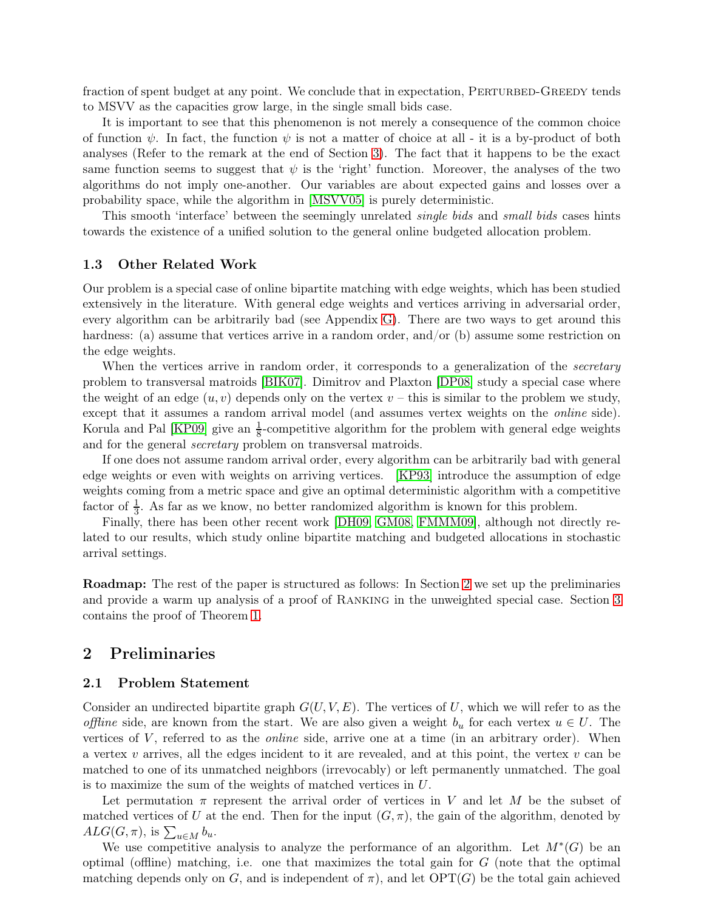fraction of spent budget at any point. We conclude that in expectation, Perturbed-Greedy tends to MSVV as the capacities grow large, in the single small bids case.

It is important to see that this phenomenon is not merely a consequence of the common choice of function $\psi$. In fact, the function $\psi$ is not a matter of choice at all - it is a by-product of both analyses (Refer to the remark at the end of Section 3). The fact that it happens to be the exact same function seems to suggest that $\psi$ is the 'right' function. Moreover, the analyses of the two algorithms do not imply one-another. Our variables are about expected gains and losses over a probability space, while the algorithm in [MSVV05] is purely deterministic.

This smooth 'interface' between the seemingly unrelated *single bids* and *small bids* cases hints towards the existence of a unified solution to the general online budgeted allocation problem.

### 1.3 Other Related Work

Our problem is a special case of online bipartite matching with edge weights, which has been studied extensively in the literature. With general edge weights and vertices arriving in adversarial order, every algorithm can be arbitrarily bad (see Appendix G). There are two ways to get around this hardness: (a) assume that vertices arrive in a random order, and/or (b) assume some restriction on the edge weights.

When the vertices arrive in random order, it corresponds to a generalization of the *secretary* problem to transversal matroids [BIK07]. Dimitrov and Plaxton [DP08] study a special case where the weight of an edge $(u, v)$ depends only on the vertex $v$ – this is similar to the problem we study, except that it assumes a random arrival model (and assumes vertex weights on the *online* side). Korula and Pal [KP09] give an $\frac{1}{8}$-competitive algorithm for the problem with general edge weights and for the general *secretary* problem on transversal matroids.

If one does not assume random arrival order, every algorithm can be arbitrarily bad with general edge weights or even with weights on arriving vertices. [KP93] introduce the assumption of edge weights coming from a metric space and give an optimal deterministic algorithm with a competitive factor of $\frac{1}{3}$. As far as we know, no better randomized algorithm is known for this problem.

Finally, there has been other recent work [DH09, GM08, FMMM09], although not directly related to our results, which study online bipartite matching and budgeted allocations in stochastic arrival settings.

**Roadmap:** The rest of the paper is structured as follows: In Section 2 we set up the preliminaries and provide a warm up analysis of a proof of Ranking in the unweighted special case. Section 3 contains the proof of Theorem 1.

## 2 Preliminaries

### 2.1 Problem Statement

Consider an undirected bipartite graph $G(U, V, E)$. The vertices of $U$, which we will refer to as the *offline* side, are known from the start. We are also given a weight $b_u$ for each vertex $u \in U$. The vertices of $V$, referred to as the *online* side, arrive one at a time (in an arbitrary order). When a vertex $v$ arrives, all the edges incident to it are revealed, and at this point, the vertex $v$ can be matched to one of its unmatched neighbors (irrevocably) or left permanently unmatched. The goal is to maximize the sum of the weights of matched vertices in $U$.

Let permutation $\pi$ represent the arrival order of vertices in $V$ and let $M$ be the subset of matched vertices of $U$ at the end. Then for the input $(G, \pi)$, the gain of the algorithm, denoted by $ALG(G, \pi)$, is $\sum_{u \in M} b_u$.

We use competitive analysis to analyze the performance of an algorithm. Let $M^*(G)$ be an optimal (offline) matching, i.e. one that maximizes the total gain for $G$ (note that the optimal matching depends only on $G$, and is independent of $\pi$), and let $\text{OPT}(G)$ be the total gain achieved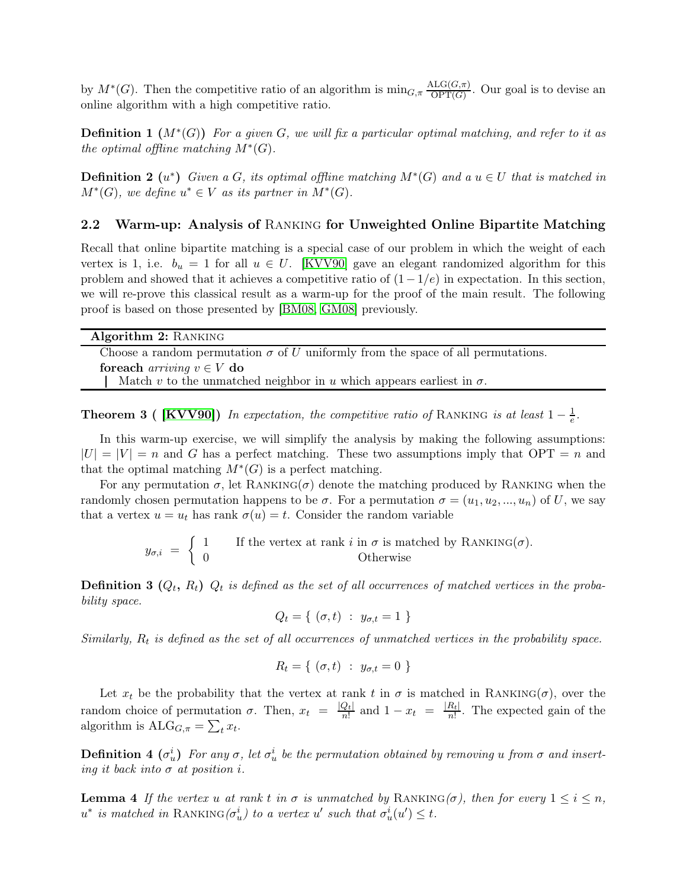by $M^*(G)$. Then the competitive ratio of an algorithm is $\min_{G,\pi} \frac{\text{ALG}(G,\pi)}{\text{OPT}(G)}$. Our goal is to devise an online algorithm with a high competitive ratio.

**Definition 1** ($M^*(G)$) *For a given $G$, we will fix a particular optimal matching, and refer to it as the optimal offline matching $M^*(G)$.*

**Definition 2** ($u^*$) *Given a $G$, its optimal offline matching $M^*(G)$ and a $u \in U$ that is matched in $M^*(G)$, we define $u^* \in V$ as its partner in $M^*(G)$.*

### 2.2 Warm-up: Analysis of Ranking for Unweighted Online Bipartite Matching

Recall that online bipartite matching is a special case of our problem in which the weight of each vertex is 1, i.e. $b_u = 1$ for all $u \in U$. [KVV90] gave an elegant randomized algorithm for this problem and showed that it achieves a competitive ratio of $(1 - 1/e)$ in expectation. In this section, we will re-prove this classical result as a warm-up for the proof of the main result. The following proof is based on those presented by [BM08, GM08] previously.

```
Algorithm 2: Ranking
Choose a random permutation σ of U uniformly from the space of all permutations.
foreach arriving v ∈ V do
    Match v to the unmatched neighbor in u which appears earliest in σ.
```

**Theorem 3** (**[KVV90]**) *In expectation, the competitive ratio of* Ranking *is at least $1 - \frac{1}{e}$.*

In this warm-up exercise, we will simplify the analysis by making the following assumptions: $|U| = |V| = n$ and $G$ has a perfect matching. These two assumptions imply that $\text{OPT} = n$ and that the optimal matching $M^*(G)$ is a perfect matching.

For any permutation $\sigma$, let Ranking($\sigma$) denote the matching produced by Ranking when the randomly chosen permutation happens to be $\sigma$. For a permutation $\sigma = (u_1, u_2, ..., u_n)$ of $U$, we say that a vertex $u = u_t$ has rank $\sigma(u) = t$. Consider the random variable

$$y_{\sigma,i} = \begin{cases} 1 & \text{If the vertex at rank } i \text{ in } \sigma \text{ is matched by Ranking}(\sigma). \\ 0 & \text{Otherwise} \end{cases}$$

**Definition 3** ($Q_t$, $R_t$) *$Q_t$ is defined as the set of all occurrences of matched vertices in the probability space.*

$$Q_t = \{ (\sigma, t) \ : \ y_{\sigma,t} = 1 \}$$

*Similarly, $R_t$ is defined as the set of all occurrences of unmatched vertices in the probability space.*

$$R_t = \{ (\sigma, t) \ : \ y_{\sigma,t} = 0 \}$$

Let $x_t$ be the probability that the vertex at rank $t$ in $\sigma$ is matched in Ranking($\sigma$), over the random choice of permutation $\sigma$. Then, $x_t = \frac{|Q_t|}{n!}$ and $1 - x_t = \frac{|R_t|}{n!}$. The expected gain of the algorithm is $\text{ALG}_{G,\pi} = \sum_t x_t$.

**Definition 4** ($\sigma_u^i$) *For any $\sigma$, let $\sigma_u^i$ be the permutation obtained by removing $u$ from $\sigma$ and inserting it back into $\sigma$ at position $i$.*

**Lemma 4** *If the vertex $u$ at rank $t$ in $\sigma$ is unmatched by* Ranking*($\sigma$), then for every $1 \le i \le n$, $u^*$ is matched in* Ranking*($\sigma_u^i$) to a vertex $u'$ such that $\sigma_u^i(u') \le t$.*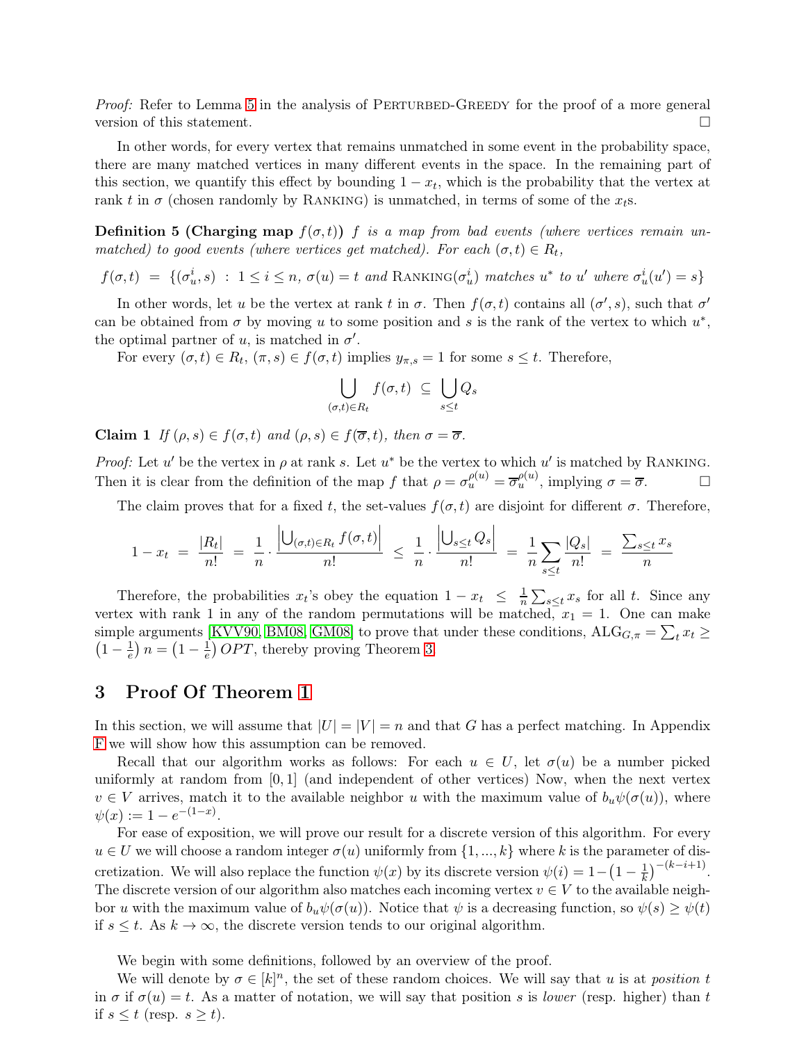*Proof:* Refer to Lemma 5 in the analysis of PERTURBED-GREEDY for the proof of a more general version of this statement. □

In other words, for every vertex that remains unmatched in some event in the probability space, there are many matched vertices in many different events in the space. In the remaining part of this section, we quantify this effect by bounding $1 - x_t$, which is the probability that the vertex at rank $t$ in $\sigma$ (chosen randomly by RANKING) is unmatched, in terms of some of the $x_t$s.

**Definition 5 (Charging map $f(\sigma, t)$)** *$f$ is a map from bad events (where vertices remain unmatched) to good events (where vertices get matched). For each $(\sigma, t) \in R_t$,*

$$f(\sigma, t) \;=\; \{(\sigma_u^i, s) \;:\; 1 \le i \le n,\ \sigma(u) = t \text{ and } \text{RANKING}(\sigma_u^i) \text{ matches } u^* \text{ to } u' \text{ where } \sigma_u^i(u') = s\}$$

In other words, let $u$ be the vertex at rank $t$ in $\sigma$. Then $f(\sigma, t)$ contains all $(\sigma', s)$, such that $\sigma'$ can be obtained from $\sigma$ by moving $u$ to some position and $s$ is the rank of the vertex to which $u^*$, the optimal partner of $u$, is matched in $\sigma'$.

For every $(\sigma, t) \in R_t$, $(\pi, s) \in f(\sigma, t)$ implies $y_{\pi,s} = 1$ for some $s \le t$. Therefore,

$$\bigcup_{(\sigma,t)\in R_t} f(\sigma, t) \;\subseteq\; \bigcup_{s \le t} Q_s$$

**Claim 1** *If $(\rho, s) \in f(\sigma, t)$ and $(\rho, s) \in f(\overline{\sigma}, t)$, then $\sigma = \overline{\sigma}$.*

*Proof:* Let $u'$ be the vertex in $\rho$ at rank $s$. Let $u^*$ be the vertex to which $u'$ is matched by RANKING. Then it is clear from the definition of the map $f$ that $\rho = \sigma_u^{\rho(u)} = \overline{\sigma}_u^{\rho(u)}$, implying $\sigma = \overline{\sigma}$. □

The claim proves that for a fixed $t$, the set-values $f(\sigma, t)$ are disjoint for different $\sigma$. Therefore,

$$1 - x_t \;=\; \frac{|R_t|}{n!} \;=\; \frac{1}{n} \cdot \frac{\left|\bigcup_{(\sigma,t)\in R_t} f(\sigma, t)\right|}{n!} \;\le\; \frac{1}{n} \cdot \frac{\left|\bigcup_{s\le t} Q_s\right|}{n!} \;=\; \frac{1}{n} \sum_{s \le t} \frac{|Q_s|}{n!} \;=\; \frac{\sum_{s\le t} x_s}{n}$$

Therefore, the probabilities $x_t$'s obey the equation $1 - x_t \;\le\; \frac{1}{n}\sum_{s\le t} x_s$ for all $t$. Since any vertex with rank 1 in any of the random permutations will be matched, $x_1 = 1$. One can make simple arguments [KVV90, BM08, GM08] to prove that under these conditions, $\text{ALG}_{G,\pi} = \sum_t x_t \ge \left(1 - \frac{1}{e}\right) n = \left(1 - \frac{1}{e}\right) OPT$, thereby proving Theorem 3.

## 3 Proof Of Theorem 1

In this section, we will assume that $|U| = |V| = n$ and that $G$ has a perfect matching. In Appendix F we will show how this assumption can be removed.

Recall that our algorithm works as follows: For each $u \in U$, let $\sigma(u)$ be a number picked uniformly at random from $[0, 1]$ (and independent of other vertices) Now, when the next vertex $v \in V$ arrives, match it to the available neighbor $u$ with the maximum value of $b_u \psi(\sigma(u))$, where $\psi(x) := 1 - e^{-(1-x)}$.

For ease of exposition, we will prove our result for a discrete version of this algorithm. For every $u \in U$ we will choose a random integer $\sigma(u)$ uniformly from $\{1, ..., k\}$ where $k$ is the parameter of discretization. We will also replace the function $\psi(x)$ by its discrete version $\psi(i) = 1 - \left(1 - \frac{1}{k}\right)^{-(k-i+1)}$. The discrete version of our algorithm also matches each incoming vertex $v \in V$ to the available neighbor $u$ with the maximum value of $b_u \psi(\sigma(u))$. Notice that $\psi$ is a decreasing function, so $\psi(s) \ge \psi(t)$ if $s \le t$. As $k \to \infty$, the discrete version tends to our original algorithm.

We begin with some definitions, followed by an overview of the proof.

We will denote by $\sigma \in [k]^n$, the set of these random choices. We will say that $u$ is at *position* $t$ in $\sigma$ if $\sigma(u) = t$. As a matter of notation, we will say that position $s$ is *lower* (resp. higher) than $t$ if $s \le t$ (resp. $s \ge t$).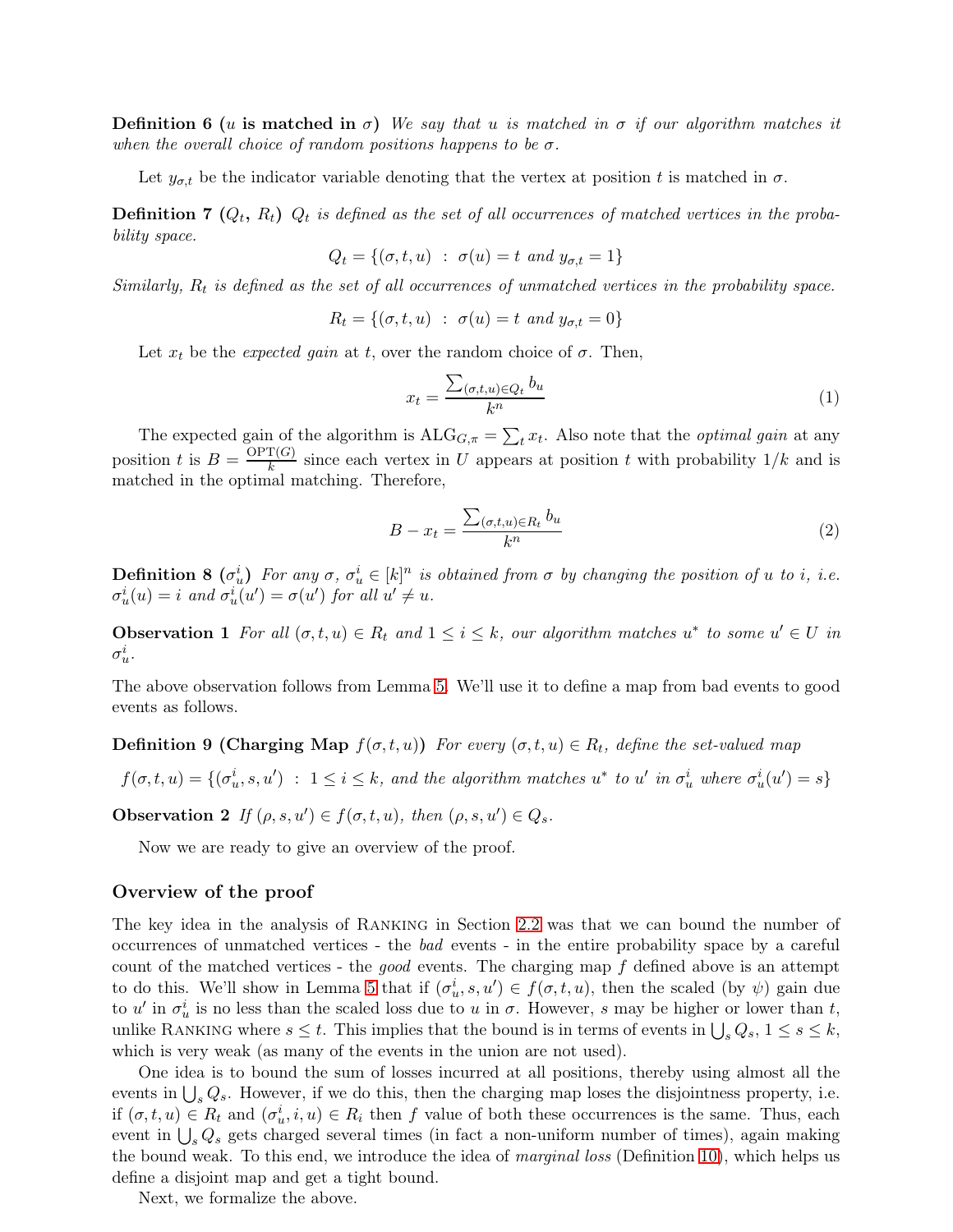**Definition 6 ($u$ is matched in $\sigma$)** *We say that $u$ is matched in $\sigma$ if our algorithm matches it when the overall choice of random positions happens to be $\sigma$.*

Let $y_{\sigma,t}$ be the indicator variable denoting that the vertex at position $t$ is matched in $\sigma$.

**Definition 7 ($Q_t$, $R_t$)** *$Q_t$ is defined as the set of all occurrences of matched vertices in the probability space.*

$$Q_t = \{(\sigma, t, u) \ : \ \sigma(u) = t \text{ and } y_{\sigma,t} = 1\}$$

*Similarly, $R_t$ is defined as the set of all occurrences of unmatched vertices in the probability space.*

$$R_t = \{(\sigma, t, u) \ : \ \sigma(u) = t \text{ and } y_{\sigma,t} = 0\}$$

Let $x_t$ be the *expected gain* at $t$, over the random choice of $\sigma$. Then,

$$x_t = \frac{\sum_{(\sigma,t,u)\in Q_t} b_u}{k^n} \tag{1}$$

The expected gain of the algorithm is $\text{ALG}_{G,\pi} = \sum_t x_t$. Also note that the *optimal gain* at any position $t$ is $B = \frac{\text{OPT}(G)}{k}$ since each vertex in $U$ appears at position $t$ with probability $1/k$ and is matched in the optimal matching. Therefore,

$$B - x_t = \frac{\sum_{(\sigma,t,u)\in R_t} b_u}{k^n} \tag{2}$$

**Definition 8 ($\sigma_u^i$)** *For any $\sigma$, $\sigma_u^i \in [k]^n$ is obtained from $\sigma$ by changing the position of $u$ to $i$, i.e. $\sigma_u^i(u) = i$ and $\sigma_u^i(u') = \sigma(u')$ for all $u' \neq u$.*

**Observation 1** *For all $(\sigma, t, u) \in R_t$ and $1 \leq i \leq k$, our algorithm matches $u^*$ to some $u' \in U$ in $\sigma_u^i$.*

The above observation follows from Lemma 5. We'll use it to define a map from bad events to good events as follows.

**Definition 9 (Charging Map $f(\sigma, t, u)$)** *For every $(\sigma, t, u) \in R_t$, define the set-valued map*

$$f(\sigma, t, u) = \{(\sigma_u^i, s, u') \ : \ 1 \leq i \leq k, \text{ and the algorithm matches } u^* \text{ to } u' \text{ in } \sigma_u^i \text{ where } \sigma_u^i(u') = s\}$$

**Observation 2** *If $(\rho, s, u') \in f(\sigma, t, u)$, then $(\rho, s, u') \in Q_s$.*

Now we are ready to give an overview of the proof.

### Overview of the proof

The key idea in the analysis of Ranking in Section 2.2 was that we can bound the number of occurrences of unmatched vertices - the *bad* events - in the entire probability space by a careful count of the matched vertices - the *good* events. The charging map $f$ defined above is an attempt to do this. We'll show in Lemma 5 that if $(\sigma_u^i, s, u') \in f(\sigma, t, u)$, then the scaled (by $\psi$) gain due to $u'$ in $\sigma_u^i$ is no less than the scaled loss due to $u$ in $\sigma$. However, $s$ may be higher or lower than $t$, unlike Ranking where $s \leq t$. This implies that the bound is in terms of events in $\bigcup_s Q_s$, $1 \leq s \leq k$, which is very weak (as many of the events in the union are not used).

One idea is to bound the sum of losses incurred at all positions, thereby using almost all the events in $\bigcup_s Q_s$. However, if we do this, then the charging map loses the disjointness property, i.e. if $(\sigma, t, u) \in R_t$ and $(\sigma_u^i, i, u) \in R_i$ then $f$ value of both these occurrences is the same. Thus, each event in $\bigcup_s Q_s$ gets charged several times (in fact a non-uniform number of times), again making the bound weak. To this end, we introduce the idea of *marginal loss* (Definition 10), which helps us define a disjoint map and get a tight bound.

Next, we formalize the above.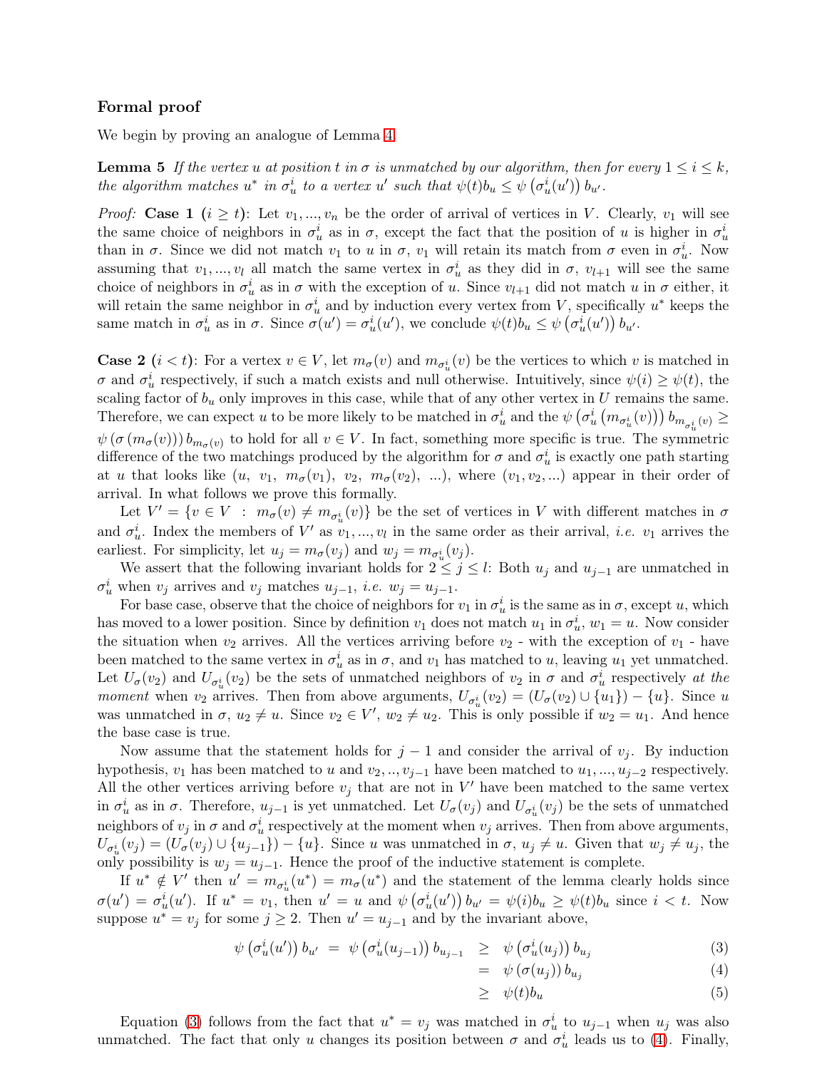### Formal proof

We begin by proving an analogue of Lemma 4.

**Lemma 5** *If the vertex $u$ at position $t$ in $\sigma$ is unmatched by our algorithm, then for every $1 \le i \le k$, the algorithm matches $u^*$ in $\sigma_u^i$ to a vertex $u'$ such that $\psi(t)b_u \le \psi\left(\sigma_u^i(u')\right) b_{u'}$.*

*Proof:* **Case 1 ($i \ge t$)**: Let $v_1, ..., v_n$ be the order of arrival of vertices in $V$. Clearly, $v_1$ will see the same choice of neighbors in $\sigma_u^i$ as in $\sigma$, except the fact that the position of $u$ is higher in $\sigma_u^i$ than in $\sigma$. Since we did not match $v_1$ to $u$ in $\sigma$, $v_1$ will retain its match from $\sigma$ even in $\sigma_u^i$. Now assuming that $v_1, ..., v_l$ all match the same vertex in $\sigma_u^i$ as they did in $\sigma$, $v_{l+1}$ will see the same choice of neighbors in $\sigma_u^i$ as in $\sigma$ with the exception of $u$. Since $v_{l+1}$ did not match $u$ in $\sigma$ either, it will retain the same neighbor in $\sigma_u^i$ and by induction every vertex from $V$, specifically $u^*$ keeps the same match in $\sigma_u^i$ as in $\sigma$. Since $\sigma(u') = \sigma_u^i(u')$, we conclude $\psi(t)b_u \le \psi\left(\sigma_u^i(u')\right) b_{u'}$.

**Case 2 ($i < t$)**: For a vertex $v \in V$, let $m_\sigma(v)$ and $m_{\sigma_u^i}(v)$ be the vertices to which $v$ is matched in $\sigma$ and $\sigma_u^i$ respectively, if such a match exists and null otherwise. Intuitively, since $\psi(i) \ge \psi(t)$, the scaling factor of $b_u$ only improves in this case, while that of any other vertex in $U$ remains the same. Therefore, we can expect $u$ to be more likely to be matched in $\sigma_u^i$ and the $\psi\left(\sigma_u^i\left(m_{\sigma_u^i}(v)\right)\right) b_{m_{\sigma_u^i}(v)} \ge \psi\left(\sigma\left(m_\sigma(v)\right)\right) b_{m_\sigma(v)}$ to hold for all $v \in V$. In fact, something more specific is true. The symmetric difference of the two matchings produced by the algorithm for $\sigma$ and $\sigma_u^i$ is exactly one path starting at $u$ that looks like $(u,\ v_1,\ m_\sigma(v_1),\ v_2,\ m_\sigma(v_2),\ ...)$, where $(v_1, v_2, ...)$ appear in their order of arrival. In what follows we prove this formally.

Let $V' = \{v \in V \ :\ m_\sigma(v) \ne m_{\sigma_u^i}(v)\}$ be the set of vertices in $V$ with different matches in $\sigma$ and $\sigma_u^i$. Index the members of $V'$ as $v_1, ..., v_l$ in the same order as their arrival, *i.e.* $v_1$ arrives the earliest. For simplicity, let $u_j = m_\sigma(v_j)$ and $w_j = m_{\sigma_u^i}(v_j)$.

We assert that the following invariant holds for $2 \le j \le l$: Both $u_j$ and $u_{j-1}$ are unmatched in $\sigma_u^i$ when $v_j$ arrives and $v_j$ matches $u_{j-1}$, *i.e.* $w_j = u_{j-1}$.

For base case, observe that the choice of neighbors for $v_1$ in $\sigma_u^i$ is the same as in $\sigma$, except $u$, which has moved to a lower position. Since by definition $v_1$ does not match $u_1$ in $\sigma_u^i$, $w_1 = u$. Now consider the situation when $v_2$ arrives. All the vertices arriving before $v_2$ - with the exception of $v_1$ - have been matched to the same vertex in $\sigma_u^i$ as in $\sigma$, and $v_1$ has matched to $u$, leaving $u_1$ yet unmatched. Let $U_\sigma(v_2)$ and $U_{\sigma_u^i}(v_2)$ be the sets of unmatched neighbors of $v_2$ in $\sigma$ and $\sigma_u^i$ respectively *at the moment* when $v_2$ arrives. Then from above arguments, $U_{\sigma_u^i}(v_2) = (U_\sigma(v_2) \cup \{u_1\}) - \{u\}$. Since $u$ was unmatched in $\sigma$, $u_2 \ne u$. Since $v_2 \in V'$, $w_2 \ne u_2$. This is only possible if $w_2 = u_1$. And hence the base case is true.

Now assume that the statement holds for $j-1$ and consider the arrival of $v_j$. By induction hypothesis, $v_1$ has been matched to $u$ and $v_2, .., v_{j-1}$ have been matched to $u_1, ..., u_{j-2}$ respectively. All the other vertices arriving before $v_j$ that are not in $V'$ have been matched to the same vertex in $\sigma_u^i$ as in $\sigma$. Therefore, $u_{j-1}$ is yet unmatched. Let $U_\sigma(v_j)$ and $U_{\sigma_u^i}(v_j)$ be the sets of unmatched neighbors of $v_j$ in $\sigma$ and $\sigma_u^i$ respectively at the moment when $v_j$ arrives. Then from above arguments, $U_{\sigma_u^i}(v_j) = (U_\sigma(v_j) \cup \{u_{j-1}\}) - \{u\}$. Since $u$ was unmatched in $\sigma$, $u_j \ne u$. Given that $w_j \ne u_j$, the only possibility is $w_j = u_{j-1}$. Hence the proof of the inductive statement is complete.

If $u^* \notin V'$ then $u' = m_{\sigma_u^i}(u^*) = m_\sigma(u^*)$ and the statement of the lemma clearly holds since $\sigma(u') = \sigma_u^i(u')$. If $u^* = v_1$, then $u' = u$ and $\psi\left(\sigma_u^i(u')\right) b_{u'} = \psi(i)b_u \ge \psi(t)b_u$ since $i < t$. Now suppose $u^* = v_j$ for some $j \ge 2$. Then $u' = u_{j-1}$ and by the invariant above,

$$\psi\left(\sigma_u^i(u')\right) b_{u'} \;=\; \psi\left(\sigma_u^i(u_{j-1})\right) b_{u_{j-1}} \;\ge\; \psi\left(\sigma_u^i(u_j)\right) b_{u_j} \tag{3}$$

$$= \psi\left(\sigma(u_j)\right) b_{u_j} \tag{4}$$

$$\ge \psi(t)b_u \tag{5}$$

Equation (3) follows from the fact that $u^* = v_j$ was matched in $\sigma_u^i$ to $u_{j-1}$ when $u_j$ was also unmatched. The fact that only $u$ changes its position between $\sigma$ and $\sigma_u^i$ leads us to (4). Finally,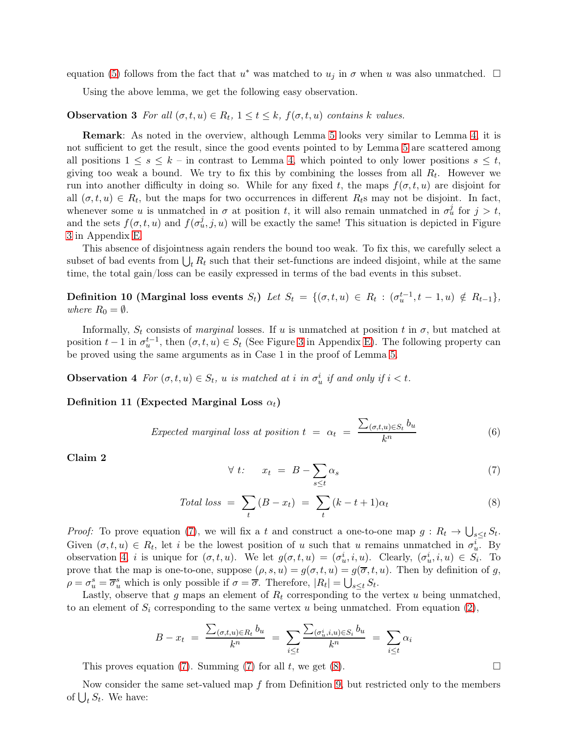equation (5) follows from the fact that $u^*$ was matched to $u_j$ in $\sigma$ when $u$ was also unmatched. $\square$

Using the above lemma, we get the following easy observation.

**Observation 3** *For all $(\sigma, t, u) \in R_t$, $1 \leq t \leq k$, $f(\sigma, t, u)$ contains $k$ values.*

**Remark**: As noted in the overview, although Lemma 5 looks very similar to Lemma 4, it is not sufficient to get the result, since the good events pointed to by Lemma 5 are scattered among all positions $1 \leq s \leq k$ – in contrast to Lemma 4, which pointed to only lower positions $s \leq t$, giving too weak a bound. We try to fix this by combining the losses from all $R_t$. However we run into another difficulty in doing so. While for any fixed $t$, the maps $f(\sigma, t, u)$ are disjoint for all $(\sigma, t, u) \in R_t$, but the maps for two occurrences in different $R_t$s may not be disjoint. In fact, whenever some $u$ is unmatched in $\sigma$ at position $t$, it will also remain unmatched in $\sigma_u^j$ for $j > t$, and the sets $f(\sigma, t, u)$ and $f(\sigma_u^j, j, u)$ will be exactly the same! This situation is depicted in Figure 3 in Appendix E.

This absence of disjointness again renders the bound too weak. To fix this, we carefully select a subset of bad events from $\bigcup_t R_t$ such that their set-functions are indeed disjoint, while at the same time, the total gain/loss can be easily expressed in terms of the bad events in this subset.

**Definition 10 (Marginal loss events $S_t$)** *Let $S_t = \{(\sigma, t, u) \in R_t : (\sigma_u^{t-1}, t-1, u) \notin R_{t-1}\}$, where $R_0 = \emptyset$.*

Informally, $S_t$ consists of *marginal* losses. If $u$ is unmatched at position $t$ in $\sigma$, but matched at position $t-1$ in $\sigma_u^{t-1}$, then $(\sigma, t, u) \in S_t$ (See Figure 3 in Appendix E). The following property can be proved using the same arguments as in Case 1 in the proof of Lemma 5.

**Observation 4** *For $(\sigma, t, u) \in S_t$, $u$ is matched at $i$ in $\sigma_u^i$ if and only if $i < t$.*

**Definition 11 (Expected Marginal Loss $\alpha_t$)**

$$\textit{Expected marginal loss at position } t \;=\; \alpha_t \;=\; \frac{\sum_{(\sigma,t,u)\in S_t} b_u}{k^n} \tag{6}$$

**Claim 2**

$$\forall\ t: \quad x_t \;=\; B - \sum_{s \leq t} \alpha_s \tag{7}$$

$$\textit{Total loss} \;=\; \sum_t (B - x_t) \;=\; \sum_t (k - t + 1)\alpha_t \tag{8}$$

*Proof:* To prove equation (7), we will fix a $t$ and construct a one-to-one map $g : R_t \to \bigcup_{s \leq t} S_t$. Given $(\sigma, t, u) \in R_t$, let $i$ be the lowest position of $u$ such that $u$ remains unmatched in $\sigma_u^i$. By observation 4, $i$ is unique for $(\sigma, t, u)$. We let $g(\sigma, t, u) = (\sigma_u^i, i, u)$. Clearly, $(\sigma_u^i, i, u) \in S_i$. To prove that the map is one-to-one, suppose $(\rho, s, u) = g(\sigma, t, u) = g(\overline{\sigma}, t, u)$. Then by definition of $g$, $\rho = \sigma_u^s = \overline{\sigma}_u^s$ which is only possible if $\sigma = \overline{\sigma}$. Therefore, $|R_t| = \bigcup_{s \leq t} S_t$.

Lastly, observe that $g$ maps an element of $R_t$ corresponding to the vertex $u$ being unmatched, to an element of $S_i$ corresponding to the same vertex $u$ being unmatched. From equation (2),

$$B - x_t \;=\; \frac{\sum_{(\sigma,t,u)\in R_t} b_u}{k^n} \;=\; \sum_{i \leq t} \frac{\sum_{(\sigma_u^i, i, u)\in S_i} b_u}{k^n} \;=\; \sum_{i \leq t} \alpha_i$$

This proves equation (7). Summing (7) for all $t$, we get (8). $\square$

Now consider the same set-valued map $f$ from Definition 9, but restricted only to the members of $\bigcup_t S_t$. We have: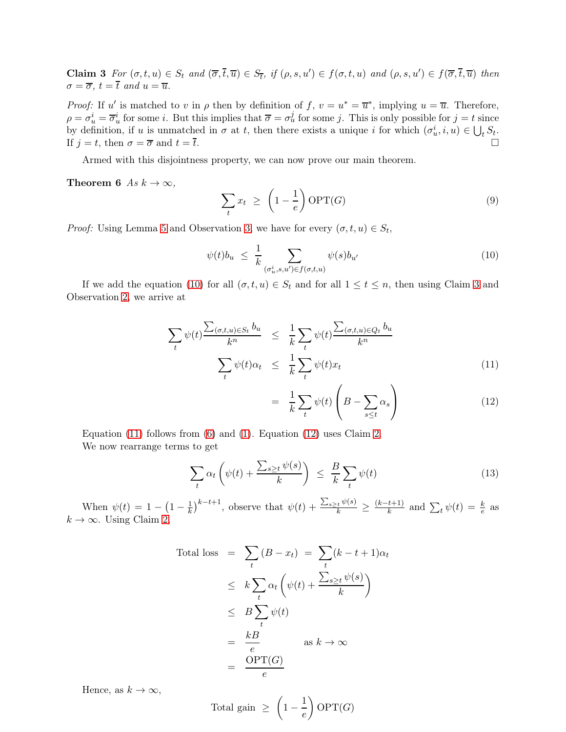**Claim 3** *For $(\sigma, t, u) \in S_t$ and $(\overline{\sigma}, \overline{t}, \overline{u}) \in S_{\overline{t}}$, if $(\rho, s, u') \in f(\sigma, t, u)$ and $(\rho, s, u') \in f(\overline{\sigma}, \overline{t}, \overline{u})$ then $\sigma = \overline{\sigma}$, $t = \overline{t}$ and $u = \overline{u}$.*

*Proof:* If $u'$ is matched to $v$ in $\rho$ then by definition of $f$, $v = u^* = \overline{u}^*$, implying $u = \overline{u}$. Therefore, $\rho = \sigma_u^i = \overline{\sigma}_u^i$ for some $i$. But this implies that $\overline{\sigma} = \sigma_u^j$ for some $j$. This is only possible for $j = t$ since by definition, if $u$ is unmatched in $\sigma$ at $t$, then there exists a unique $i$ for which $(\sigma_u^i, i, u) \in \bigcup_t S_t$. If $j = t$, then $\sigma = \overline{\sigma}$ and $t = \overline{t}$. □

Armed with this disjointness property, we can now prove our main theorem.

**Theorem 6** *As $k \to \infty$,*

$$\sum_t x_t \;\geq\; \left(1 - \frac{1}{e}\right) \mathrm{OPT}(G) \tag{9}$$

*Proof:* Using Lemma 5 and Observation 3, we have for every $(\sigma, t, u) \in S_t$,

$$\psi(t) b_u \;\leq\; \frac{1}{k} \sum_{(\sigma_u^i, s, u') \in f(\sigma, t, u)} \psi(s) b_{u'} \tag{10}$$

If we add the equation (10) for all $(\sigma, t, u) \in S_t$ and for all $1 \leq t \leq n$, then using Claim 3 and Observation 2, we arrive at

$$\begin{aligned}
\sum_t \psi(t) \frac{\sum_{(\sigma,t,u) \in S_t} b_u}{k^n} &\leq \frac{1}{k} \sum_t \psi(t) \frac{\sum_{(\sigma,t,u) \in Q_t} b_u}{k^n} \\
\sum_t \psi(t) \alpha_t &\leq \frac{1}{k} \sum_t \psi(t) x_t \qquad (11) \\
&= \frac{1}{k} \sum_t \psi(t) \left(B - \sum_{s \leq t} \alpha_s\right) \qquad (12)
\end{aligned}$$

Equation (11) follows from (6) and (1). Equation (12) uses Claim 2.

We now rearrange terms to get

$$\sum_t \alpha_t \left(\psi(t) + \frac{\sum_{s \geq t} \psi(s)}{k}\right) \;\leq\; \frac{B}{k} \sum_t \psi(t) \tag{13}$$

When $\psi(t) = 1 - \left(1 - \frac{1}{k}\right)^{k-t+1}$, observe that $\psi(t) + \frac{\sum_{s \geq t} \psi(s)}{k} \geq \frac{(k-t+1)}{k}$ and $\sum_t \psi(t) = \frac{k}{e}$ as $k \to \infty$. Using Claim 2,

$$\begin{aligned}
\text{Total loss} &= \sum_t (B - x_t) \;=\; \sum_t (k - t + 1) \alpha_t \\
&\leq k \sum_t \alpha_t \left(\psi(t) + \frac{\sum_{s \geq t} \psi(s)}{k}\right) \\
&\leq B \sum_t \psi(t) \\
&= \frac{kB}{e} \qquad \text{as } k \to \infty \\
&= \frac{\mathrm{OPT}(G)}{e}
\end{aligned}$$

Hence, as $k \to \infty$,

$$\text{Total gain} \;\geq\; \left(1 - \frac{1}{e}\right) \mathrm{OPT}(G)$$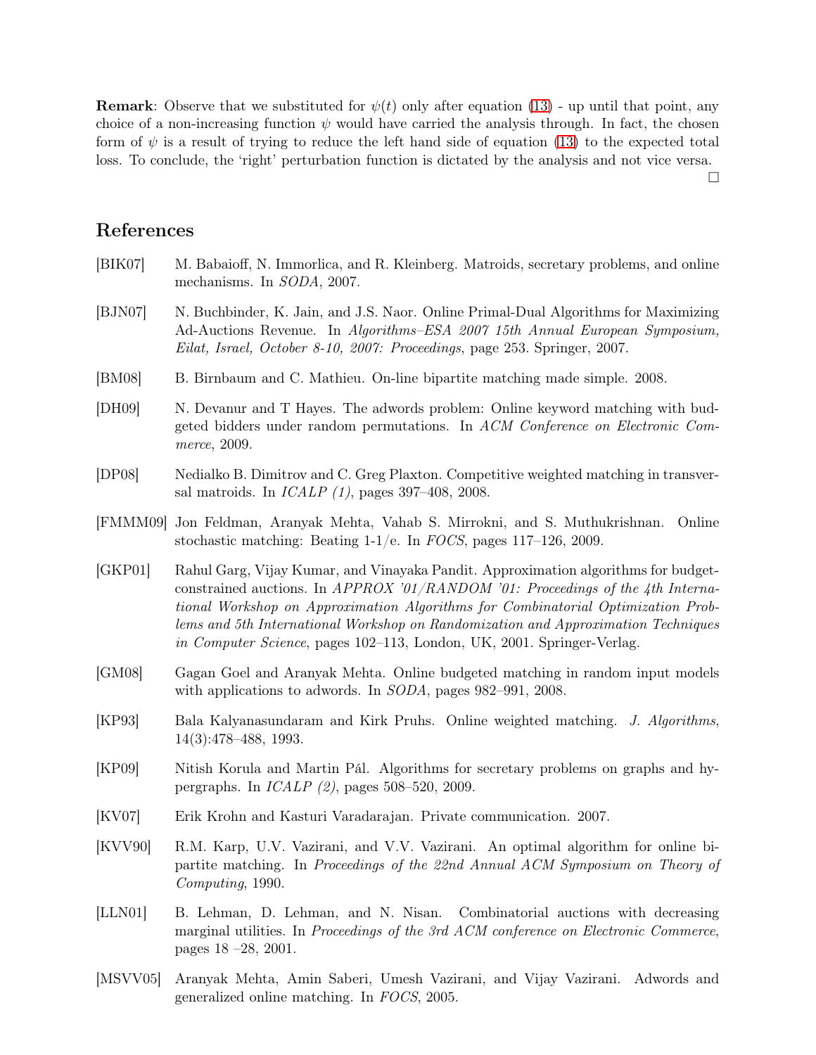**Remark**: Observe that we substituted for $\psi(t)$ only after equation (13) - up until that point, any choice of a non-increasing function $\psi$ would have carried the analysis through. In fact, the chosen form of $\psi$ is a result of trying to reduce the left hand side of equation (13) to the expected total loss. To conclude, the 'right' perturbation function is dictated by the analysis and not vice versa.

□

## References

[BIK07] M. Babaioff, N. Immorlica, and R. Kleinberg. Matroids, secretary problems, and online mechanisms. In *SODA*, 2007.

[BJN07] N. Buchbinder, K. Jain, and J.S. Naor. Online Primal-Dual Algorithms for Maximizing Ad-Auctions Revenue. In *Algorithms–ESA 2007 15th Annual European Symposium, Eilat, Israel, October 8-10, 2007: Proceedings*, page 253. Springer, 2007.

[BM08] B. Birnbaum and C. Mathieu. On-line bipartite matching made simple. 2008.

[DH09] N. Devanur and T Hayes. The adwords problem: Online keyword matching with budgeted bidders under random permutations. In *ACM Conference on Electronic Commerce*, 2009.

[DP08] Nedialko B. Dimitrov and C. Greg Plaxton. Competitive weighted matching in transversal matroids. In *ICALP (1)*, pages 397–408, 2008.

[FMMM09] Jon Feldman, Aranyak Mehta, Vahab S. Mirrokni, and S. Muthukrishnan. Online stochastic matching: Beating 1-1/e. In *FOCS*, pages 117–126, 2009.

[GKP01] Rahul Garg, Vijay Kumar, and Vinayaka Pandit. Approximation algorithms for budget-constrained auctions. In *APPROX '01/RANDOM '01: Proceedings of the 4th International Workshop on Approximation Algorithms for Combinatorial Optimization Problems and 5th International Workshop on Randomization and Approximation Techniques in Computer Science*, pages 102–113, London, UK, 2001. Springer-Verlag.

[GM08] Gagan Goel and Aranyak Mehta. Online budgeted matching in random input models with applications to adwords. In *SODA*, pages 982–991, 2008.

[KP93] Bala Kalyanasundaram and Kirk Pruhs. Online weighted matching. *J. Algorithms*, 14(3):478–488, 1993.

[KP09] Nitish Korula and Martin Pál. Algorithms for secretary problems on graphs and hypergraphs. In *ICALP (2)*, pages 508–520, 2009.

[KV07] Erik Krohn and Kasturi Varadarajan. Private communication. 2007.

[KVV90] R.M. Karp, U.V. Vazirani, and V.V. Vazirani. An optimal algorithm for online bipartite matching. In *Proceedings of the 22nd Annual ACM Symposium on Theory of Computing*, 1990.

[LLN01] B. Lehman, D. Lehman, and N. Nisan. Combinatorial auctions with decreasing marginal utilities. In *Proceedings of the 3rd ACM conference on Electronic Commerce*, pages 18 –28, 2001.

[MSVV05] Aranyak Mehta, Amin Saberi, Umesh Vazirani, and Vijay Vazirani. Adwords and generalized online matching. In *FOCS*, 2005.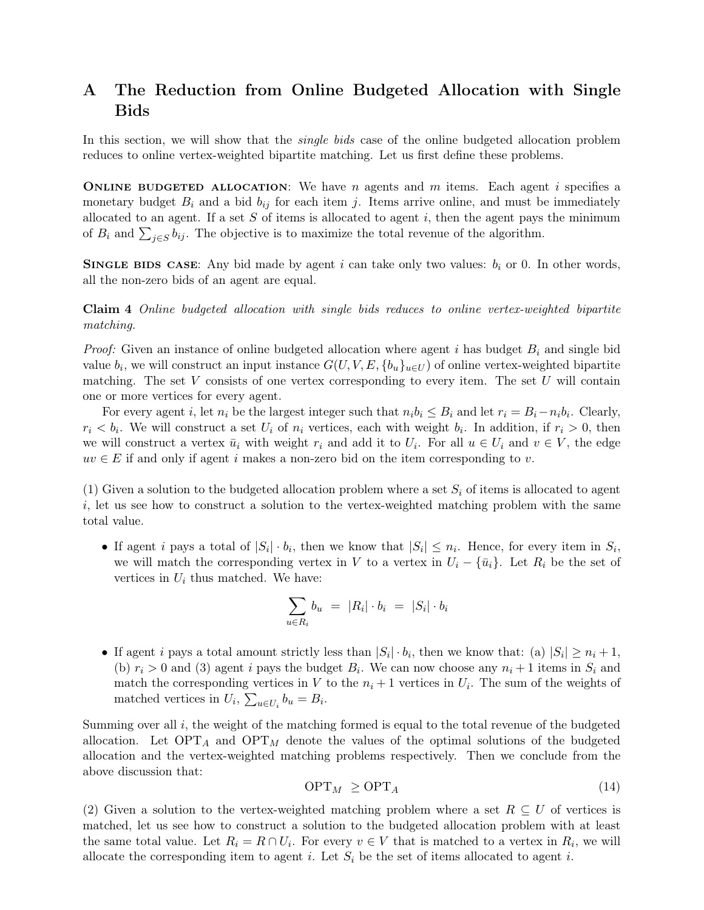# A The Reduction from Online Budgeted Allocation with Single Bids

In this section, we will show that the *single bids* case of the online budgeted allocation problem reduces to online vertex-weighted bipartite matching. Let us first define these problems.

**Online budgeted allocation**: We have $n$ agents and $m$ items. Each agent $i$ specifies a monetary budget $B_i$ and a bid $b_{ij}$ for each item $j$. Items arrive online, and must be immediately allocated to an agent. If a set $S$ of items is allocated to agent $i$, then the agent pays the minimum of $B_i$ and $\sum_{j \in S} b_{ij}$. The objective is to maximize the total revenue of the algorithm.

**Single bids case**: Any bid made by agent $i$ can take only two values: $b_i$ or 0. In other words, all the non-zero bids of an agent are equal.

**Claim 4** *Online budgeted allocation with single bids reduces to online vertex-weighted bipartite matching.*

*Proof:* Given an instance of online budgeted allocation where agent $i$ has budget $B_i$ and single bid value $b_i$, we will construct an input instance $G(U, V, E, \{b_u\}_{u \in U})$ of online vertex-weighted bipartite matching. The set $V$ consists of one vertex corresponding to every item. The set $U$ will contain one or more vertices for every agent.

For every agent $i$, let $n_i$ be the largest integer such that $n_i b_i \leq B_i$ and let $r_i = B_i - n_i b_i$. Clearly, $r_i < b_i$. We will construct a set $U_i$ of $n_i$ vertices, each with weight $b_i$. In addition, if $r_i > 0$, then we will construct a vertex $\bar{u}_i$ with weight $r_i$ and add it to $U_i$. For all $u \in U_i$ and $v \in V$, the edge $uv \in E$ if and only if agent $i$ makes a non-zero bid on the item corresponding to $v$.

(1) Given a solution to the budgeted allocation problem where a set $S_i$ of items is allocated to agent $i$, let us see how to construct a solution to the vertex-weighted matching problem with the same total value.

- If agent $i$ pays a total of $|S_i| \cdot b_i$, then we know that $|S_i| \leq n_i$. Hence, for every item in $S_i$, we will match the corresponding vertex in $V$ to a vertex in $U_i - \{\bar{u}_i\}$. Let $R_i$ be the set of vertices in $U_i$ thus matched. We have:

$$\sum_{u \in R_i} b_u \;=\; |R_i| \cdot b_i \;=\; |S_i| \cdot b_i$$

- If agent $i$ pays a total amount strictly less than $|S_i| \cdot b_i$, then we know that: (a) $|S_i| \geq n_i + 1$, (b) $r_i > 0$ and (3) agent $i$ pays the budget $B_i$. We can now choose any $n_i + 1$ items in $S_i$ and match the corresponding vertices in $V$ to the $n_i + 1$ vertices in $U_i$. The sum of the weights of matched vertices in $U_i$, $\sum_{u \in U_i} b_u = B_i$.

Summing over all $i$, the weight of the matching formed is equal to the total revenue of the budgeted allocation. Let $\text{OPT}_A$ and $\text{OPT}_M$ denote the values of the optimal solutions of the budgeted allocation and the vertex-weighted matching problems respectively. Then we conclude from the above discussion that:

$$\text{OPT}_M \;\geq \text{OPT}_A \tag{14}$$

(2) Given a solution to the vertex-weighted matching problem where a set $R \subseteq U$ of vertices is matched, let us see how to construct a solution to the budgeted allocation problem with at least the same total value. Let $R_i = R \cap U_i$. For every $v \in V$ that is matched to a vertex in $R_i$, we will allocate the corresponding item to agent $i$. Let $S_i$ be the set of items allocated to agent $i$.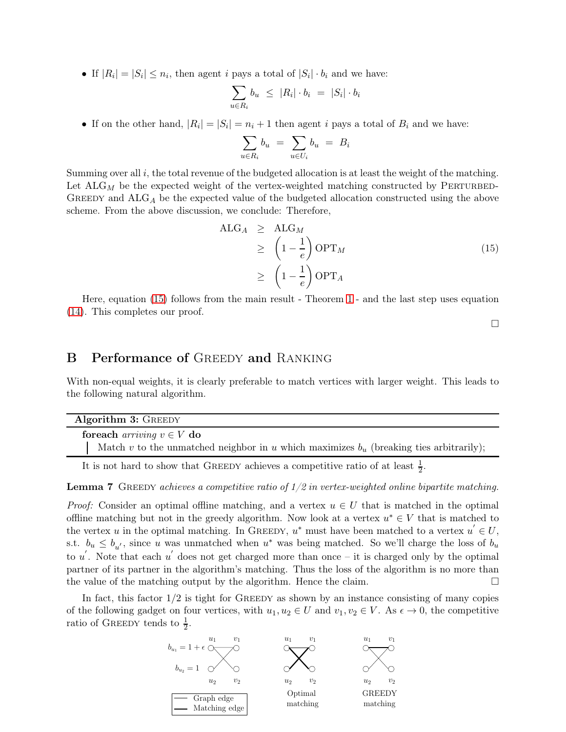- If $|R_i| = |S_i| \leq n_i$, then agent $i$ pays a total of $|S_i| \cdot b_i$ and we have:

$$\sum_{u \in R_i} b_u \;\leq\; |R_i| \cdot b_i \;=\; |S_i| \cdot b_i$$

- If on the other hand, $|R_i| = |S_i| = n_i + 1$ then agent $i$ pays a total of $B_i$ and we have:

$$\sum_{u \in R_i} b_u \;=\; \sum_{u \in U_i} b_u \;=\; B_i$$

Summing over all $i$, the total revenue of the budgeted allocation is at least the weight of the matching. Let $\mathrm{ALG}_M$ be the expected weight of the vertex-weighted matching constructed by PERTURBED-GREEDY and $\mathrm{ALG}_A$ be the expected value of the budgeted allocation constructed using the above scheme. From the above discussion, we conclude: Therefore,

$$\begin{aligned}
\mathrm{ALG}_A &\geq \mathrm{ALG}_M \\
&\geq \left(1 - \frac{1}{e}\right) \mathrm{OPT}_M \qquad (15) \\
&\geq \left(1 - \frac{1}{e}\right) \mathrm{OPT}_A
\end{aligned}$$

Here, equation (15) follows from the main result - Theorem 1 - and the last step uses equation (14). This completes our proof.

□

## B Performance of GREEDY and RANKING

With non-equal weights, it is clearly preferable to match vertices with larger weight. This leads to the following natural algorithm.

```
Algorithm 3: GREEDY
foreach arriving v ∈ V do
    Match v to the unmatched neighbor in u which maximizes b_u (breaking ties arbitrarily);
```

It is not hard to show that GREEDY achieves a competitive ratio of at least $\frac{1}{2}$.

**Lemma 7** GREEDY *achieves a competitive ratio of 1/2 in vertex-weighted online bipartite matching.*

*Proof:* Consider an optimal offline matching, and a vertex $u \in U$ that is matched in the optimal offline matching but not in the greedy algorithm. Now look at a vertex $u^* \in V$ that is matched to the vertex $u$ in the optimal matching. In GREEDY, $u^*$ must have been matched to a vertex $u' \in U$, s.t. $b_u \leq b_{u'}$, since $u$ was unmatched when $u^*$ was being matched. So we'll charge the loss of $b_u$ to $u'$. Note that each $u'$ does not get charged more than once – it is charged only by the optimal partner of its partner in the algorithm's matching. Thus the loss of the algorithm is no more than the value of the matching output by the algorithm. Hence the claim. □

In fact, this factor 1/2 is tight for GREEDY as shown by an instance consisting of many copies of the following gadget on four vertices, with $u_1, u_2 \in U$ and $v_1, v_2 \in V$. As $\epsilon \to 0$, the competitive ratio of GREEDY tends to $\frac{1}{2}$.

$b_{u_1} = 1 + \epsilon$, $b_{u_2} = 1$

Graph edge / Matching edge — Optimal matching — GREEDY matching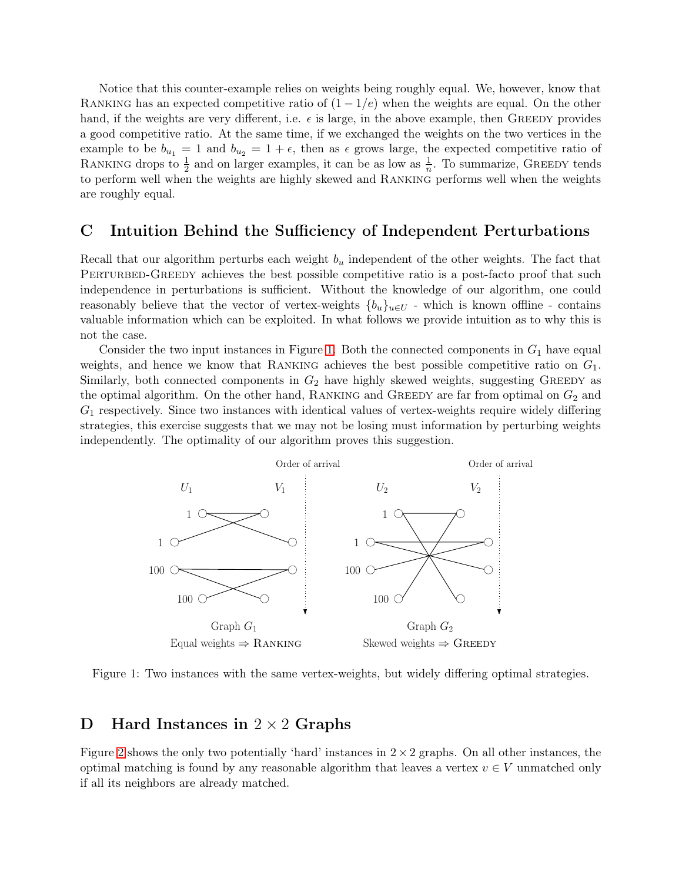Notice that this counter-example relies on weights being roughly equal. We, however, know that RANKING has an expected competitive ratio of $(1 - 1/e)$ when the weights are equal. On the other hand, if the weights are very different, i.e. $\epsilon$ is large, in the above example, then GREEDY provides a good competitive ratio. At the same time, if we exchanged the weights on the two vertices in the example to be $b_{u_1} = 1$ and $b_{u_2} = 1 + \epsilon$, then as $\epsilon$ grows large, the expected competitive ratio of RANKING drops to $\frac{1}{2}$ and on larger examples, it can be as low as $\frac{1}{n}$. To summarize, GREEDY tends to perform well when the weights are highly skewed and RANKING performs well when the weights are roughly equal.

## C Intuition Behind the Sufficiency of Independent Perturbations

Recall that our algorithm perturbs each weight $b_u$ independent of the other weights. The fact that PERTURBED-GREEDY achieves the best possible competitive ratio is a post-facto proof that such independence in perturbations is sufficient. Without the knowledge of our algorithm, one could reasonably believe that the vector of vertex-weights $\{b_u\}_{u \in U}$ - which is known offline - contains valuable information which can be exploited. In what follows we provide intuition as to why this is not the case.

Consider the two input instances in Figure 1. Both the connected components in $G_1$ have equal weights, and hence we know that RANKING achieves the best possible competitive ratio on $G_1$. Similarly, both connected components in $G_2$ have highly skewed weights, suggesting GREEDY as the optimal algorithm. On the other hand, RANKING and GREEDY are far from optimal on $G_2$ and $G_1$ respectively. Since two instances with identical values of vertex-weights require widely differing strategies, this exercise suggests that we may not be losing must information by perturbing weights independently. The optimality of our algorithm proves this suggestion.

Figure 1: Two instances with the same vertex-weights, but widely differing optimal strategies.

## D Hard Instances in $2 \times 2$ Graphs

Figure 2 shows the only two potentially 'hard' instances in $2 \times 2$ graphs. On all other instances, the optimal matching is found by any reasonable algorithm that leaves a vertex $v \in V$ unmatched only if all its neighbors are already matched.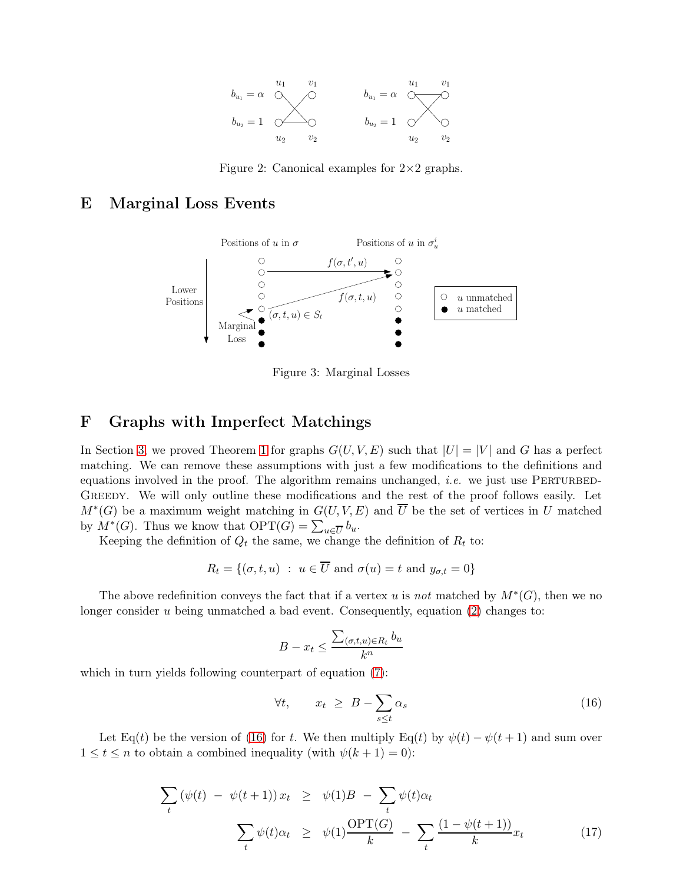Figure 2: Canonical examples for 2×2 graphs.

## E Marginal Loss Events

Figure 3: Marginal Losses

## F Graphs with Imperfect Matchings

In Section 3, we proved Theorem 1 for graphs $G(U, V, E)$ such that $|U| = |V|$ and $G$ has a perfect matching. We can remove these assumptions with just a few modifications to the definitions and equations involved in the proof. The algorithm remains unchanged, *i.e.* we just use PERTURBED-GREEDY. We will only outline these modifications and the rest of the proof follows easily. Let $M^*(G)$ be a maximum weight matching in $G(U, V, E)$ and $\overline{U}$ be the set of vertices in $U$ matched by $M^*(G)$. Thus we know that $\text{OPT}(G) = \sum_{u \in \overline{U}} b_u$.

Keeping the definition of $Q_t$ the same, we change the definition of $R_t$ to:

$$R_t = \{(\sigma, t, u) \ : \ u \in \overline{U} \text{ and } \sigma(u) = t \text{ and } y_{\sigma,t} = 0\}$$

The above redefinition conveys the fact that if a vertex $u$ is *not* matched by $M^*(G)$, then we no longer consider $u$ being unmatched a bad event. Consequently, equation (2) changes to:

$$B - x_t \leq \frac{\sum_{(\sigma,t,u) \in R_t} b_u}{k^n}$$

which in turn yields following counterpart of equation (7):

$$\forall t, \qquad x_t \ \geq \ B - \sum_{s \leq t} \alpha_s \tag{16}$$

Let $\text{Eq}(t)$ be the version of (16) for $t$. We then multiply $\text{Eq}(t)$ by $\psi(t) - \psi(t+1)$ and sum over $1 \leq t \leq n$ to obtain a combined inequality (with $\psi(k+1) = 0$):

$$\sum_t \left(\psi(t) \ - \ \psi(t+1)\right) x_t \ \ \geq \ \ \psi(1)B \ - \ \sum_t \psi(t)\alpha_t$$

$$\sum_t \psi(t)\alpha_t \ \ \geq \ \ \psi(1)\frac{\text{OPT}(G)}{k} \ - \ \sum_t \frac{(1 - \psi(t+1))}{k} x_t \tag{17}$$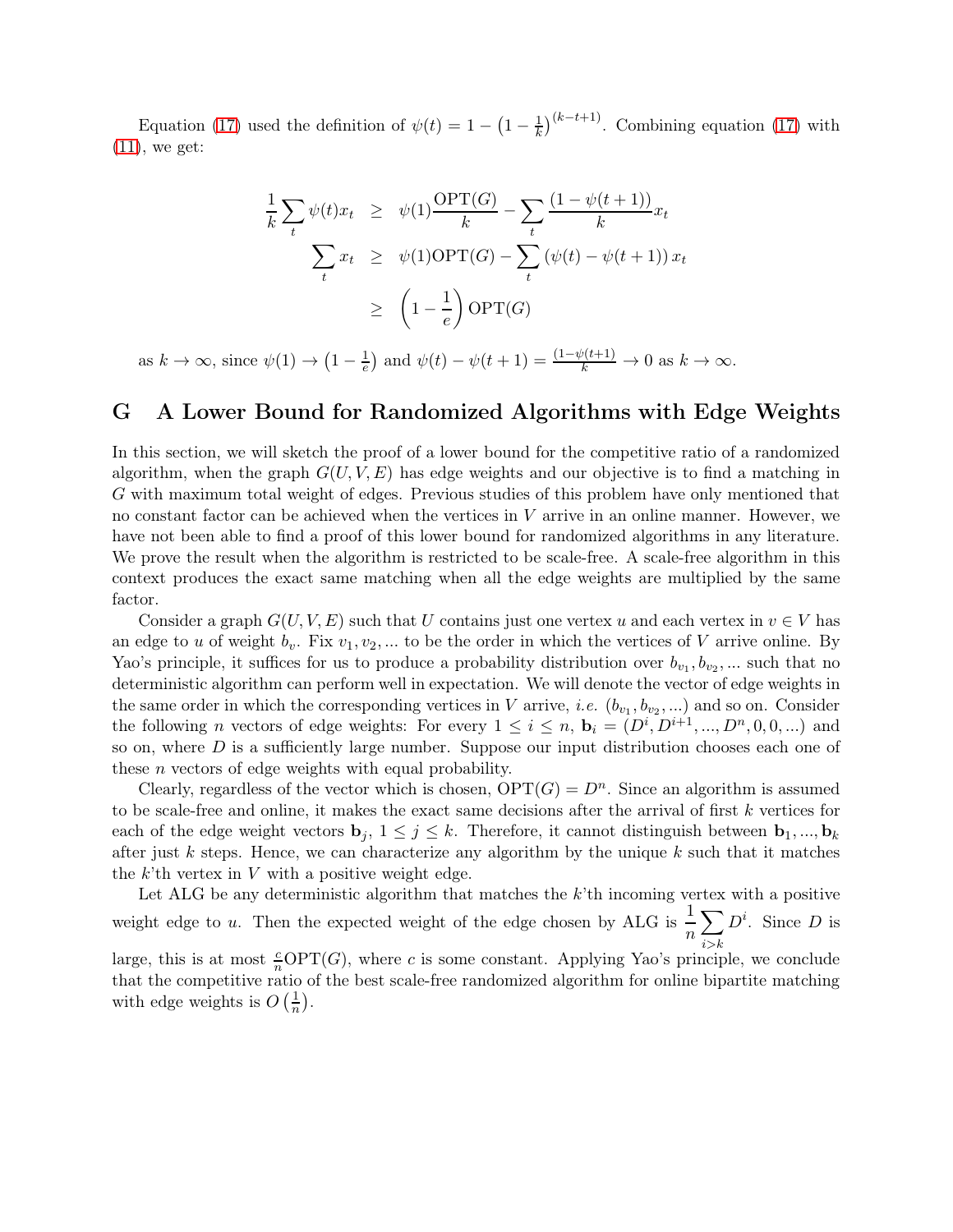Equation (17) used the definition of $\psi(t) = 1 - \left(1 - \frac{1}{k}\right)^{(k-t+1)}$. Combining equation (17) with (11), we get:

$$
\begin{aligned}
\frac{1}{k}\sum_t \psi(t) x_t &\geq \psi(1)\frac{\text{OPT}(G)}{k} - \sum_t \frac{(1-\psi(t+1))}{k} x_t \\
\sum_t x_t &\geq \psi(1)\text{OPT}(G) - \sum_t \left(\psi(t) - \psi(t+1)\right) x_t \\
&\geq \left(1 - \frac{1}{e}\right)\text{OPT}(G)
\end{aligned}
$$

as $k \to \infty$, since $\psi(1) \to \left(1 - \frac{1}{e}\right)$ and $\psi(t) - \psi(t+1) = \frac{(1-\psi(t+1)}{k} \to 0$ as $k \to \infty$.

## G A Lower Bound for Randomized Algorithms with Edge Weights

In this section, we will sketch the proof of a lower bound for the competitive ratio of a randomized algorithm, when the graph $G(U, V, E)$ has edge weights and our objective is to find a matching in $G$ with maximum total weight of edges. Previous studies of this problem have only mentioned that no constant factor can be achieved when the vertices in $V$ arrive in an online manner. However, we have not been able to find a proof of this lower bound for randomized algorithms in any literature. We prove the result when the algorithm is restricted to be scale-free. A scale-free algorithm in this context produces the exact same matching when all the edge weights are multiplied by the same factor.

Consider a graph $G(U, V, E)$ such that $U$ contains just one vertex $u$ and each vertex in $v \in V$ has an edge to $u$ of weight $b_v$. Fix $v_1, v_2, ...$ to be the order in which the vertices of $V$ arrive online. By Yao's principle, it suffices for us to produce a probability distribution over $b_{v_1}, b_{v_2}, ...$ such that no deterministic algorithm can perform well in expectation. We will denote the vector of edge weights in the same order in which the corresponding vertices in $V$ arrive, *i.e.* $(b_{v_1}, b_{v_2}, ...)$ and so on. Consider the following $n$ vectors of edge weights: For every $1 \leq i \leq n$, $\mathbf{b}_i = (D^i, D^{i+1}, ..., D^n, 0, 0, ...)$ and so on, where $D$ is a sufficiently large number. Suppose our input distribution chooses each one of these $n$ vectors of edge weights with equal probability.

Clearly, regardless of the vector which is chosen, $\text{OPT}(G) = D^n$. Since an algorithm is assumed to be scale-free and online, it makes the exact same decisions after the arrival of first $k$ vertices for each of the edge weight vectors $\mathbf{b}_j$, $1 \leq j \leq k$. Therefore, it cannot distinguish between $\mathbf{b}_1, ..., \mathbf{b}_k$ after just $k$ steps. Hence, we can characterize any algorithm by the unique $k$ such that it matches the $k$'th vertex in $V$ with a positive weight edge.

Let ALG be any deterministic algorithm that matches the $k$'th incoming vertex with a positive weight edge to $u$. Then the expected weight of the edge chosen by ALG is $\dfrac{1}{n}\displaystyle\sum_{i>k} D^i$. Since $D$ is large, this is at most $\frac{c}{n}\text{OPT}(G)$, where $c$ is some constant. Applying Yao's principle, we conclude that the competitive ratio of the best scale-free randomized algorithm for online bipartite matching with edge weights is $O\left(\frac{1}{n}\right)$.